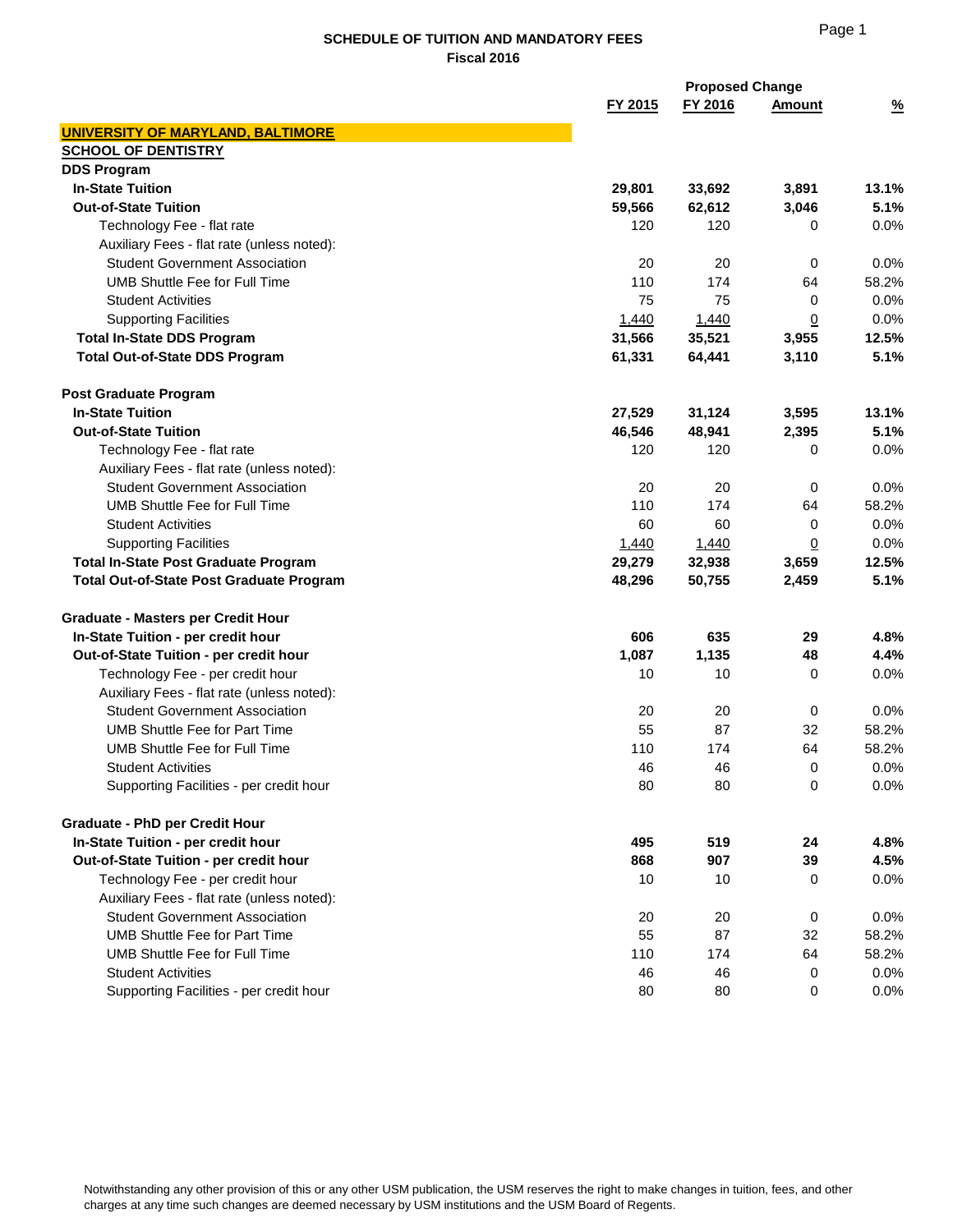# SCHEDULE OF TUITION AND MANDATORY FEES

**Fiscal 2016**

| | FY 2015 | FY 2016 | Proposed Change Amount | % |
|---|---|---|---|---|
| **UNIVERSITY OF MARYLAND, BALTIMORE** | | | | |
| **SCHOOL OF DENTISTRY** | | | | |
| **DDS Program** | | | | |
| **In-State Tuition** | **29,801** | **33,692** | **3,891** | **13.1%** |
| **Out-of-State Tuition** | **59,566** | **62,612** | **3,046** | **5.1%** |
| Technology Fee - flat rate | 120 | 120 | 0 | 0.0% |
| Auxiliary Fees - flat rate (unless noted): | | | | |
| Student Government Association | 20 | 20 | 0 | 0.0% |
| UMB Shuttle Fee for Full Time | 110 | 174 | 64 | 58.2% |
| Student Activities | 75 | 75 | 0 | 0.0% |
| Supporting Facilities | 1,440 | 1,440 | 0 | 0.0% |
| **Total In-State DDS Program** | **31,566** | **35,521** | **3,955** | **12.5%** |
| **Total Out-of-State DDS Program** | **61,331** | **64,441** | **3,110** | **5.1%** |
| | | | | |
| **Post Graduate Program** | | | | |
| **In-State Tuition** | **27,529** | **31,124** | **3,595** | **13.1%** |
| **Out-of-State Tuition** | **46,546** | **48,941** | **2,395** | **5.1%** |
| Technology Fee - flat rate | 120 | 120 | 0 | 0.0% |
| Auxiliary Fees - flat rate (unless noted): | | | | |
| Student Government Association | 20 | 20 | 0 | 0.0% |
| UMB Shuttle Fee for Full Time | 110 | 174 | 64 | 58.2% |
| Student Activities | 60 | 60 | 0 | 0.0% |
| Supporting Facilities | 1,440 | 1,440 | 0 | 0.0% |
| **Total In-State Post Graduate Program** | **29,279** | **32,938** | **3,659** | **12.5%** |
| **Total Out-of-State Post Graduate Program** | **48,296** | **50,755** | **2,459** | **5.1%** |
| | | | | |
| **Graduate - Masters per Credit Hour** | | | | |
| **In-State Tuition - per credit hour** | **606** | **635** | **29** | **4.8%** |
| **Out-of-State Tuition - per credit hour** | **1,087** | **1,135** | **48** | **4.4%** |
| Technology Fee - per credit hour | 10 | 10 | 0 | 0.0% |
| Auxiliary Fees - flat rate (unless noted): | | | | |
| Student Government Association | 20 | 20 | 0 | 0.0% |
| UMB Shuttle Fee for Part Time | 55 | 87 | 32 | 58.2% |
| UMB Shuttle Fee for Full Time | 110 | 174 | 64 | 58.2% |
| Student Activities | 46 | 46 | 0 | 0.0% |
| Supporting Facilities - per credit hour | 80 | 80 | 0 | 0.0% |
| | | | | |
| **Graduate - PhD per Credit Hour** | | | | |
| **In-State Tuition - per credit hour** | **495** | **519** | **24** | **4.8%** |
| **Out-of-State Tuition - per credit hour** | **868** | **907** | **39** | **4.5%** |
| Technology Fee - per credit hour | 10 | 10 | 0 | 0.0% |
| Auxiliary Fees - flat rate (unless noted): | | | | |
| Student Government Association | 20 | 20 | 0 | 0.0% |
| UMB Shuttle Fee for Part Time | 55 | 87 | 32 | 58.2% |
| UMB Shuttle Fee for Full Time | 110 | 174 | 64 | 58.2% |
| Student Activities | 46 | 46 | 0 | 0.0% |
| Supporting Facilities - per credit hour | 80 | 80 | 0 | 0.0% |

Notwithstanding any other provision of this or any other USM publication, the USM reserves the right to make changes in tuition, fees, and other charges at any time such changes are deemed necessary by USM institutions and the USM Board of Regents.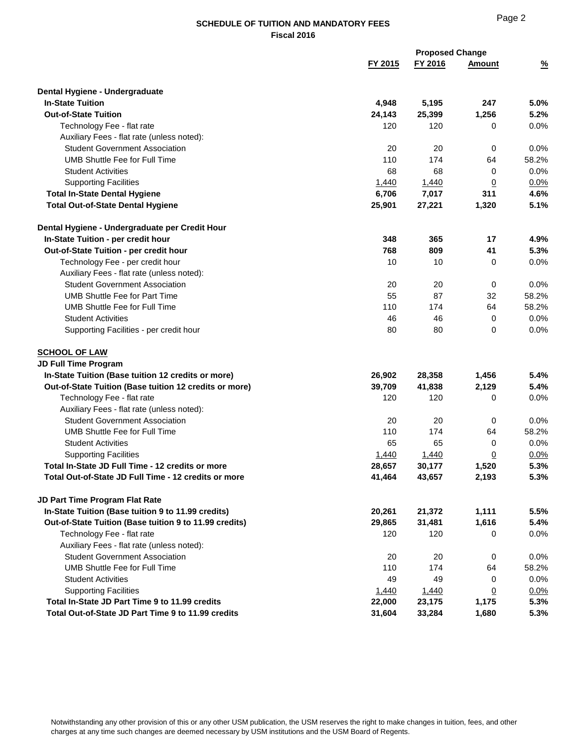## SCHEDULE OF TUITION AND MANDATORY FEES
### Fiscal 2016

| | FY 2015 | FY 2016 | Proposed Change Amount | % |
|---|---|---|---|---|
| **Dental Hygiene - Undergraduate** | | | | |
| **In-State Tuition** | **4,948** | **5,195** | **247** | **5.0%** |
| **Out-of-State Tuition** | **24,143** | **25,399** | **1,256** | **5.2%** |
| Technology Fee - flat rate | 120 | 120 | 0 | 0.0% |
| Auxiliary Fees - flat rate (unless noted): | | | | |
| Student Government Association | 20 | 20 | 0 | 0.0% |
| UMB Shuttle Fee for Full Time | 110 | 174 | 64 | 58.2% |
| Student Activities | 68 | 68 | 0 | 0.0% |
| Supporting Facilities | 1,440 | 1,440 | 0 | 0.0% |
| **Total In-State Dental Hygiene** | **6,706** | **7,017** | **311** | **4.6%** |
| **Total Out-of-State Dental Hygiene** | **25,901** | **27,221** | **1,320** | **5.1%** |
| | | | | |
| **Dental Hygiene - Undergraduate per Credit Hour** | | | | |
| **In-State Tuition - per credit hour** | **348** | **365** | **17** | **4.9%** |
| **Out-of-State Tuition - per credit hour** | **768** | **809** | **41** | **5.3%** |
| Technology Fee - per credit hour | 10 | 10 | 0 | 0.0% |
| Auxiliary Fees - flat rate (unless noted): | | | | |
| Student Government Association | 20 | 20 | 0 | 0.0% |
| UMB Shuttle Fee for Part Time | 55 | 87 | 32 | 58.2% |
| UMB Shuttle Fee for Full Time | 110 | 174 | 64 | 58.2% |
| Student Activities | 46 | 46 | 0 | 0.0% |
| Supporting Facilities - per credit hour | 80 | 80 | 0 | 0.0% |
| | | | | |
| **SCHOOL OF LAW** | | | | |
| **JD Full Time Program** | | | | |
| **In-State Tuition (Base tuition 12 credits or more)** | **26,902** | **28,358** | **1,456** | **5.4%** |
| **Out-of-State Tuition (Base tuition 12 credits or more)** | **39,709** | **41,838** | **2,129** | **5.4%** |
| Technology Fee - flat rate | 120 | 120 | 0 | 0.0% |
| Auxiliary Fees - flat rate (unless noted): | | | | |
| Student Government Association | 20 | 20 | 0 | 0.0% |
| UMB Shuttle Fee for Full Time | 110 | 174 | 64 | 58.2% |
| Student Activities | 65 | 65 | 0 | 0.0% |
| Supporting Facilities | 1,440 | 1,440 | 0 | 0.0% |
| **Total In-State JD Full Time - 12 credits or more** | **28,657** | **30,177** | **1,520** | **5.3%** |
| **Total Out-of-State JD Full Time - 12 credits or more** | **41,464** | **43,657** | **2,193** | **5.3%** |
| | | | | |
| **JD Part Time Program Flat Rate** | | | | |
| **In-State Tuition (Base tuition 9 to 11.99 credits)** | **20,261** | **21,372** | **1,111** | **5.5%** |
| **Out-of-State Tuition (Base tuition 9 to 11.99 credits)** | **29,865** | **31,481** | **1,616** | **5.4%** |
| Technology Fee - flat rate | 120 | 120 | 0 | 0.0% |
| Auxiliary Fees - flat rate (unless noted): | | | | |
| Student Government Association | 20 | 20 | 0 | 0.0% |
| UMB Shuttle Fee for Full Time | 110 | 174 | 64 | 58.2% |
| Student Activities | 49 | 49 | 0 | 0.0% |
| Supporting Facilities | 1,440 | 1,440 | 0 | 0.0% |
| **Total In-State JD Part Time 9 to 11.99 credits** | **22,000** | **23,175** | **1,175** | **5.3%** |
| **Total Out-of-State JD Part Time 9 to 11.99 credits** | **31,604** | **33,284** | **1,680** | **5.3%** |

Notwithstanding any other provision of this or any other USM publication, the USM reserves the right to make changes in tuition, fees, and other charges at any time such changes are deemed necessary by USM institutions and the USM Board of Regents.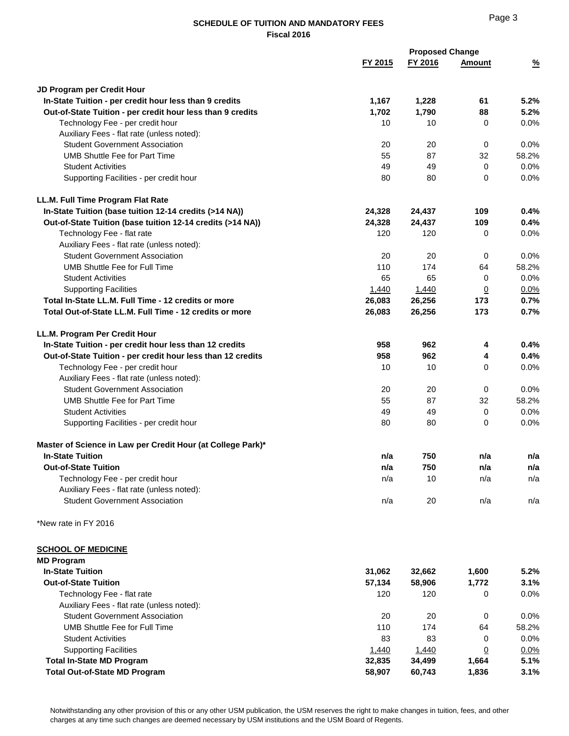## SCHEDULE OF TUITION AND MANDATORY FEES
### Fiscal 2016

| | FY 2015 | FY 2016 | Proposed Change Amount | % |
|---|---|---|---|---|
| **JD Program per Credit Hour** | | | | |
| **In-State Tuition - per credit hour less than 9 credits** | **1,167** | **1,228** | **61** | **5.2%** |
| **Out-of-State Tuition - per credit hour less than 9 credits** | **1,702** | **1,790** | **88** | **5.2%** |
| Technology Fee - per credit hour | 10 | 10 | 0 | 0.0% |
| Auxiliary Fees - flat rate (unless noted): | | | | |
| Student Government Association | 20 | 20 | 0 | 0.0% |
| UMB Shuttle Fee for Part Time | 55 | 87 | 32 | 58.2% |
| Student Activities | 49 | 49 | 0 | 0.0% |
| Supporting Facilities - per credit hour | 80 | 80 | 0 | 0.0% |
| **LL.M. Full Time Program Flat Rate** | | | | |
| **In-State Tuition (base tuition 12-14 credits (>14 NA))** | **24,328** | **24,437** | **109** | **0.4%** |
| **Out-of-State Tuition (base tuition 12-14 credits (>14 NA))** | **24,328** | **24,437** | **109** | **0.4%** |
| Technology Fee - flat rate | 120 | 120 | 0 | 0.0% |
| Auxiliary Fees - flat rate (unless noted): | | | | |
| Student Government Association | 20 | 20 | 0 | 0.0% |
| UMB Shuttle Fee for Full Time | 110 | 174 | 64 | 58.2% |
| Student Activities | 65 | 65 | 0 | 0.0% |
| Supporting Facilities | 1,440 | 1,440 | 0 | 0.0% |
| **Total In-State LL.M. Full Time - 12 credits or more** | **26,083** | **26,256** | **173** | **0.7%** |
| **Total Out-of-State LL.M. Full Time - 12 credits or more** | **26,083** | **26,256** | **173** | **0.7%** |
| **LL.M. Program Per Credit Hour** | | | | |
| **In-State Tuition - per credit hour less than 12 credits** | **958** | **962** | **4** | **0.4%** |
| **Out-of-State Tuition - per credit hour less than 12 credits** | **958** | **962** | **4** | **0.4%** |
| Technology Fee - per credit hour | 10 | 10 | 0 | 0.0% |
| Auxiliary Fees - flat rate (unless noted): | | | | |
| Student Government Association | 20 | 20 | 0 | 0.0% |
| UMB Shuttle Fee for Part Time | 55 | 87 | 32 | 58.2% |
| Student Activities | 49 | 49 | 0 | 0.0% |
| Supporting Facilities - per credit hour | 80 | 80 | 0 | 0.0% |
| **Master of Science in Law per Credit Hour (at College Park)*** | | | | |
| **In-State Tuition** | **n/a** | **750** | **n/a** | **n/a** |
| **Out-of-State Tuition** | **n/a** | **750** | **n/a** | **n/a** |
| Technology Fee - per credit hour | n/a | 10 | n/a | n/a |
| Auxiliary Fees - flat rate (unless noted): | | | | |
| Student Government Association | n/a | 20 | n/a | n/a |

*New rate in FY 2016

| | FY 2015 | FY 2016 | Proposed Change Amount | % |
|---|---|---|---|---|
| **SCHOOL OF MEDICINE** | | | | |
| **MD Program** | | | | |
| **In-State Tuition** | **31,062** | **32,662** | **1,600** | **5.2%** |
| **Out-of-State Tuition** | **57,134** | **58,906** | **1,772** | **3.1%** |
| Technology Fee - flat rate | 120 | 120 | 0 | 0.0% |
| Auxiliary Fees - flat rate (unless noted): | | | | |
| Student Government Association | 20 | 20 | 0 | 0.0% |
| UMB Shuttle Fee for Full Time | 110 | 174 | 64 | 58.2% |
| Student Activities | 83 | 83 | 0 | 0.0% |
| Supporting Facilities | 1,440 | 1,440 | 0 | 0.0% |
| **Total In-State MD Program** | **32,835** | **34,499** | **1,664** | **5.1%** |
| **Total Out-of-State MD Program** | **58,907** | **60,743** | **1,836** | **3.1%** |

Notwithstanding any other provision of this or any other USM publication, the USM reserves the right to make changes in tuition, fees, and other charges at any time such changes are deemed necessary by USM institutions and the USM Board of Regents.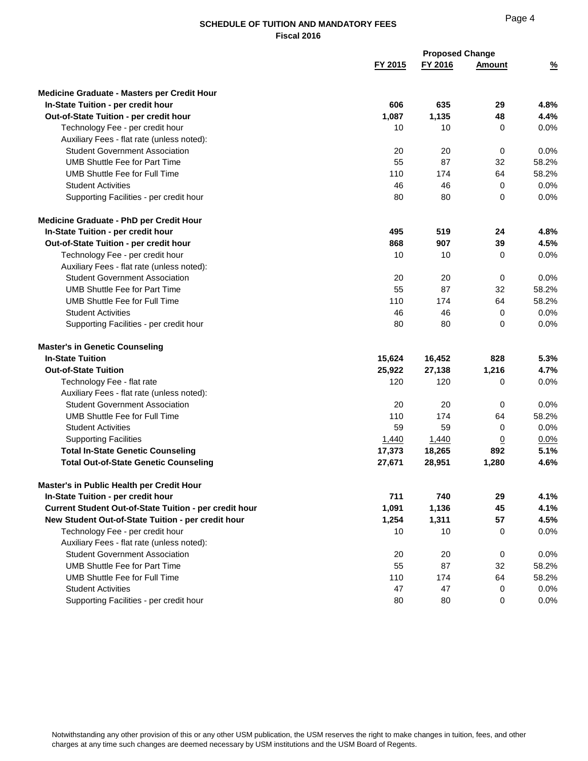## SCHEDULE OF TUITION AND MANDATORY FEES
**Fiscal 2016**

| | FY 2015 | FY 2016 | Proposed Change Amount | % |
|---|---|---|---|---|
| **Medicine Graduate - Masters per Credit Hour** | | | | |
| **In-State Tuition - per credit hour** | **606** | **635** | **29** | **4.8%** |
| **Out-of-State Tuition - per credit hour** | **1,087** | **1,135** | **48** | **4.4%** |
| Technology Fee - per credit hour | 10 | 10 | 0 | 0.0% |
| Auxiliary Fees - flat rate (unless noted): | | | | |
| Student Government Association | 20 | 20 | 0 | 0.0% |
| UMB Shuttle Fee for Part Time | 55 | 87 | 32 | 58.2% |
| UMB Shuttle Fee for Full Time | 110 | 174 | 64 | 58.2% |
| Student Activities | 46 | 46 | 0 | 0.0% |
| Supporting Facilities - per credit hour | 80 | 80 | 0 | 0.0% |
| **Medicine Graduate - PhD per Credit Hour** | | | | |
| **In-State Tuition - per credit hour** | **495** | **519** | **24** | **4.8%** |
| **Out-of-State Tuition - per credit hour** | **868** | **907** | **39** | **4.5%** |
| Technology Fee - per credit hour | 10 | 10 | 0 | 0.0% |
| Auxiliary Fees - flat rate (unless noted): | | | | |
| Student Government Association | 20 | 20 | 0 | 0.0% |
| UMB Shuttle Fee for Part Time | 55 | 87 | 32 | 58.2% |
| UMB Shuttle Fee for Full Time | 110 | 174 | 64 | 58.2% |
| Student Activities | 46 | 46 | 0 | 0.0% |
| Supporting Facilities - per credit hour | 80 | 80 | 0 | 0.0% |
| **Master's in Genetic Counseling** | | | | |
| **In-State Tuition** | **15,624** | **16,452** | **828** | **5.3%** |
| **Out-of-State Tuition** | **25,922** | **27,138** | **1,216** | **4.7%** |
| Technology Fee - flat rate | 120 | 120 | 0 | 0.0% |
| Auxiliary Fees - flat rate (unless noted): | | | | |
| Student Government Association | 20 | 20 | 0 | 0.0% |
| UMB Shuttle Fee for Full Time | 110 | 174 | 64 | 58.2% |
| Student Activities | 59 | 59 | 0 | 0.0% |
| Supporting Facilities | 1,440 | 1,440 | 0 | 0.0% |
| **Total In-State Genetic Counseling** | **17,373** | **18,265** | **892** | **5.1%** |
| **Total Out-of-State Genetic Counseling** | **27,671** | **28,951** | **1,280** | **4.6%** |
| **Master's in Public Health per Credit Hour** | | | | |
| **In-State Tuition - per credit hour** | **711** | **740** | **29** | **4.1%** |
| **Current Student Out-of-State Tuition - per credit hour** | **1,091** | **1,136** | **45** | **4.1%** |
| **New Student Out-of-State Tuition - per credit hour** | **1,254** | **1,311** | **57** | **4.5%** |
| Technology Fee - per credit hour | 10 | 10 | 0 | 0.0% |
| Auxiliary Fees - flat rate (unless noted): | | | | |
| Student Government Association | 20 | 20 | 0 | 0.0% |
| UMB Shuttle Fee for Part Time | 55 | 87 | 32 | 58.2% |
| UMB Shuttle Fee for Full Time | 110 | 174 | 64 | 58.2% |
| Student Activities | 47 | 47 | 0 | 0.0% |
| Supporting Facilities - per credit hour | 80 | 80 | 0 | 0.0% |

Notwithstanding any other provision of this or any other USM publication, the USM reserves the right to make changes in tuition, fees, and other charges at any time such changes are deemed necessary by USM institutions and the USM Board of Regents.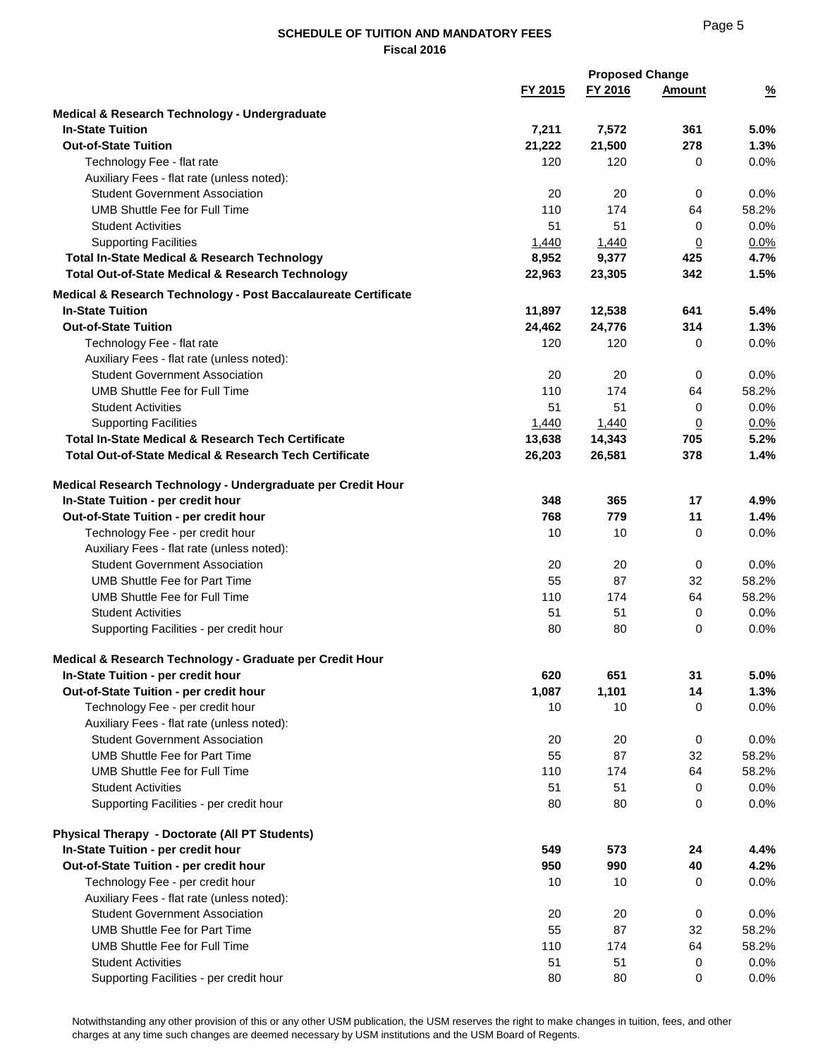## SCHEDULE OF TUITION AND MANDATORY FEES
### Fiscal 2016

| | FY 2015 | FY 2016 | Proposed Change Amount | % |
|---|---|---|---|---|
| **Medical & Research Technology - Undergraduate** | | | | |
| **In-State Tuition** | **7,211** | **7,572** | **361** | **5.0%** |
| **Out-of-State Tuition** | **21,222** | **21,500** | **278** | **1.3%** |
| Technology Fee - flat rate | 120 | 120 | 0 | 0.0% |
| Auxiliary Fees - flat rate (unless noted): | | | | |
| Student Government Association | 20 | 20 | 0 | 0.0% |
| UMB Shuttle Fee for Full Time | 110 | 174 | 64 | 58.2% |
| Student Activities | 51 | 51 | 0 | 0.0% |
| Supporting Facilities | 1,440 | 1,440 | 0 | 0.0% |
| **Total In-State Medical & Research Technology** | **8,952** | **9,377** | **425** | **4.7%** |
| **Total Out-of-State Medical & Research Technology** | **22,963** | **23,305** | **342** | **1.5%** |
| **Medical & Research Technology - Post Baccalaureate Certificate** | | | | |
| **In-State Tuition** | **11,897** | **12,538** | **641** | **5.4%** |
| **Out-of-State Tuition** | **24,462** | **24,776** | **314** | **1.3%** |
| Technology Fee - flat rate | 120 | 120 | 0 | 0.0% |
| Auxiliary Fees - flat rate (unless noted): | | | | |
| Student Government Association | 20 | 20 | 0 | 0.0% |
| UMB Shuttle Fee for Full Time | 110 | 174 | 64 | 58.2% |
| Student Activities | 51 | 51 | 0 | 0.0% |
| Supporting Facilities | 1,440 | 1,440 | 0 | 0.0% |
| **Total In-State Medical & Research Tech Certificate** | **13,638** | **14,343** | **705** | **5.2%** |
| **Total Out-of-State Medical & Research Tech Certificate** | **26,203** | **26,581** | **378** | **1.4%** |
| **Medical Research Technology - Undergraduate per Credit Hour** | | | | |
| **In-State Tuition - per credit hour** | **348** | **365** | **17** | **4.9%** |
| **Out-of-State Tuition - per credit hour** | **768** | **779** | **11** | **1.4%** |
| Technology Fee - per credit hour | 10 | 10 | 0 | 0.0% |
| Auxiliary Fees - flat rate (unless noted): | | | | |
| Student Government Association | 20 | 20 | 0 | 0.0% |
| UMB Shuttle Fee for Part Time | 55 | 87 | 32 | 58.2% |
| UMB Shuttle Fee for Full Time | 110 | 174 | 64 | 58.2% |
| Student Activities | 51 | 51 | 0 | 0.0% |
| Supporting Facilities - per credit hour | 80 | 80 | 0 | 0.0% |
| **Medical & Research Technology - Graduate per Credit Hour** | | | | |
| **In-State Tuition - per credit hour** | **620** | **651** | **31** | **5.0%** |
| **Out-of-State Tuition - per credit hour** | **1,087** | **1,101** | **14** | **1.3%** |
| Technology Fee - per credit hour | 10 | 10 | 0 | 0.0% |
| Auxiliary Fees - flat rate (unless noted): | | | | |
| Student Government Association | 20 | 20 | 0 | 0.0% |
| UMB Shuttle Fee for Part Time | 55 | 87 | 32 | 58.2% |
| UMB Shuttle Fee for Full Time | 110 | 174 | 64 | 58.2% |
| Student Activities | 51 | 51 | 0 | 0.0% |
| Supporting Facilities - per credit hour | 80 | 80 | 0 | 0.0% |
| **Physical Therapy - Doctorate (All PT Students)** | | | | |
| **In-State Tuition - per credit hour** | **549** | **573** | **24** | **4.4%** |
| **Out-of-State Tuition - per credit hour** | **950** | **990** | **40** | **4.2%** |
| Technology Fee - per credit hour | 10 | 10 | 0 | 0.0% |
| Auxiliary Fees - flat rate (unless noted): | | | | |
| Student Government Association | 20 | 20 | 0 | 0.0% |
| UMB Shuttle Fee for Part Time | 55 | 87 | 32 | 58.2% |
| UMB Shuttle Fee for Full Time | 110 | 174 | 64 | 58.2% |
| Student Activities | 51 | 51 | 0 | 0.0% |
| Supporting Facilities - per credit hour | 80 | 80 | 0 | 0.0% |

Notwithstanding any other provision of this or any other USM publication, the USM reserves the right to make changes in tuition, fees, and other charges at any time such changes are deemed necessary by USM institutions and the USM Board of Regents.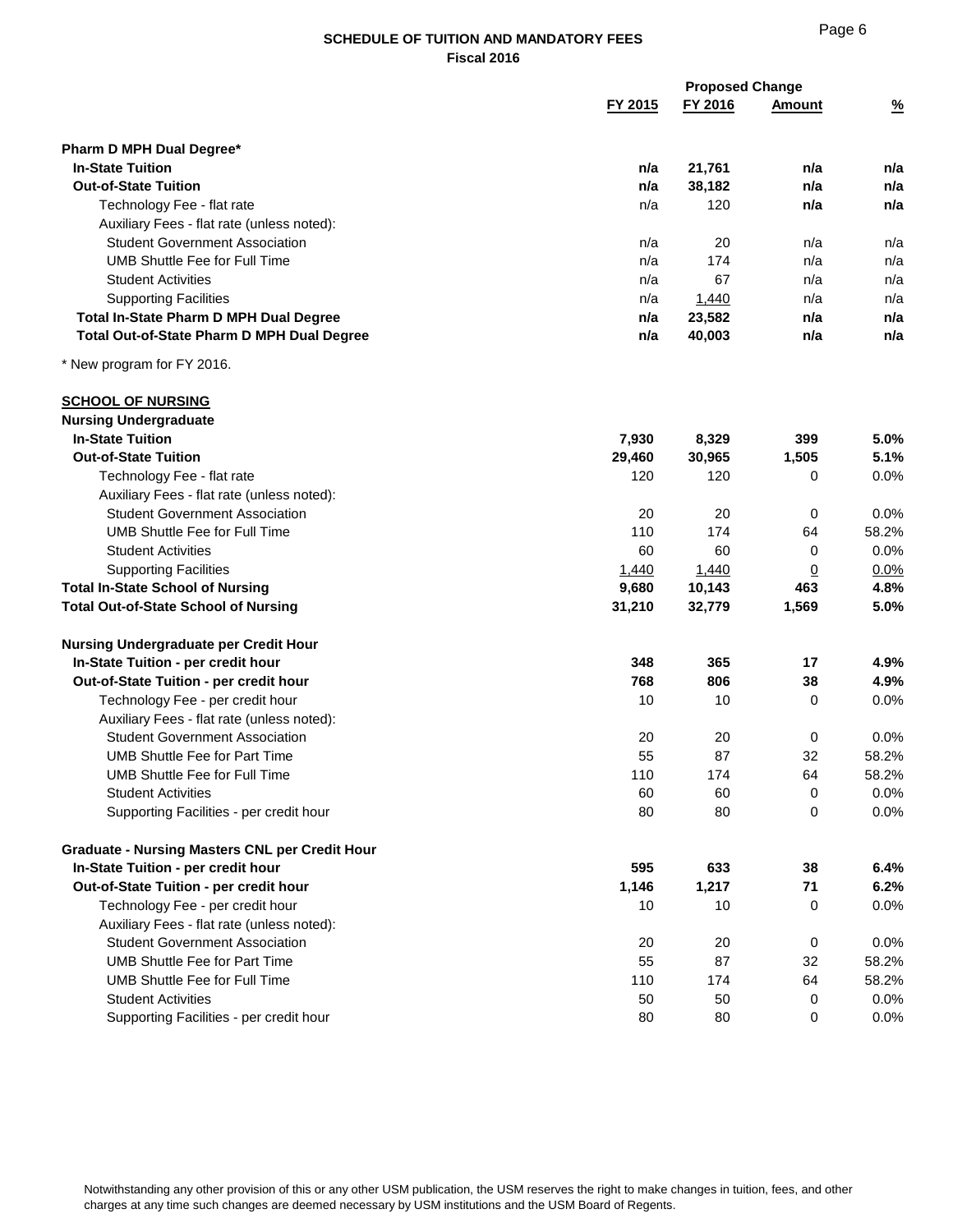## SCHEDULE OF TUITION AND MANDATORY FEES
### Fiscal 2016

| | FY 2015 | FY 2016 | Proposed Change Amount | % |
|---|---|---|---|---|
| **Pharm D MPH Dual Degree*** | | | | |
| **In-State Tuition** | **n/a** | **21,761** | **n/a** | **n/a** |
| **Out-of-State Tuition** | **n/a** | **38,182** | **n/a** | **n/a** |
| Technology Fee - flat rate | n/a | 120 | **n/a** | **n/a** |
| Auxiliary Fees - flat rate (unless noted): | | | | |
| Student Government Association | n/a | 20 | n/a | n/a |
| UMB Shuttle Fee for Full Time | n/a | 174 | n/a | n/a |
| Student Activities | n/a | 67 | n/a | n/a |
| Supporting Facilities | n/a | 1,440 | n/a | n/a |
| **Total In-State Pharm D MPH Dual Degree** | **n/a** | **23,582** | **n/a** | **n/a** |
| **Total Out-of-State Pharm D MPH Dual Degree** | **n/a** | **40,003** | **n/a** | **n/a** |

* New program for FY 2016.

**SCHOOL OF NURSING**

| | FY 2015 | FY 2016 | Proposed Change Amount | % |
|---|---|---|---|---|
| **Nursing Undergraduate** | | | | |
| **In-State Tuition** | **7,930** | **8,329** | **399** | **5.0%** |
| **Out-of-State Tuition** | **29,460** | **30,965** | **1,505** | **5.1%** |
| Technology Fee - flat rate | 120 | 120 | 0 | 0.0% |
| Auxiliary Fees - flat rate (unless noted): | | | | |
| Student Government Association | 20 | 20 | 0 | 0.0% |
| UMB Shuttle Fee for Full Time | 110 | 174 | 64 | 58.2% |
| Student Activities | 60 | 60 | 0 | 0.0% |
| Supporting Facilities | 1,440 | 1,440 | 0 | 0.0% |
| **Total In-State School of Nursing** | **9,680** | **10,143** | **463** | **4.8%** |
| **Total Out-of-State School of Nursing** | **31,210** | **32,779** | **1,569** | **5.0%** |
| | | | | |
| **Nursing Undergraduate per Credit Hour** | | | | |
| **In-State Tuition - per credit hour** | **348** | **365** | **17** | **4.9%** |
| **Out-of-State Tuition - per credit hour** | **768** | **806** | **38** | **4.9%** |
| Technology Fee - per credit hour | 10 | 10 | 0 | 0.0% |
| Auxiliary Fees - flat rate (unless noted): | | | | |
| Student Government Association | 20 | 20 | 0 | 0.0% |
| UMB Shuttle Fee for Part Time | 55 | 87 | 32 | 58.2% |
| UMB Shuttle Fee for Full Time | 110 | 174 | 64 | 58.2% |
| Student Activities | 60 | 60 | 0 | 0.0% |
| Supporting Facilities - per credit hour | 80 | 80 | 0 | 0.0% |
| | | | | |
| **Graduate - Nursing Masters CNL per Credit Hour** | | | | |
| **In-State Tuition - per credit hour** | **595** | **633** | **38** | **6.4%** |
| **Out-of-State Tuition - per credit hour** | **1,146** | **1,217** | **71** | **6.2%** |
| Technology Fee - per credit hour | 10 | 10 | 0 | 0.0% |
| Auxiliary Fees - flat rate (unless noted): | | | | |
| Student Government Association | 20 | 20 | 0 | 0.0% |
| UMB Shuttle Fee for Part Time | 55 | 87 | 32 | 58.2% |
| UMB Shuttle Fee for Full Time | 110 | 174 | 64 | 58.2% |
| Student Activities | 50 | 50 | 0 | 0.0% |
| Supporting Facilities - per credit hour | 80 | 80 | 0 | 0.0% |

Notwithstanding any other provision of this or any other USM publication, the USM reserves the right to make changes in tuition, fees, and other charges at any time such changes are deemed necessary by USM institutions and the USM Board of Regents.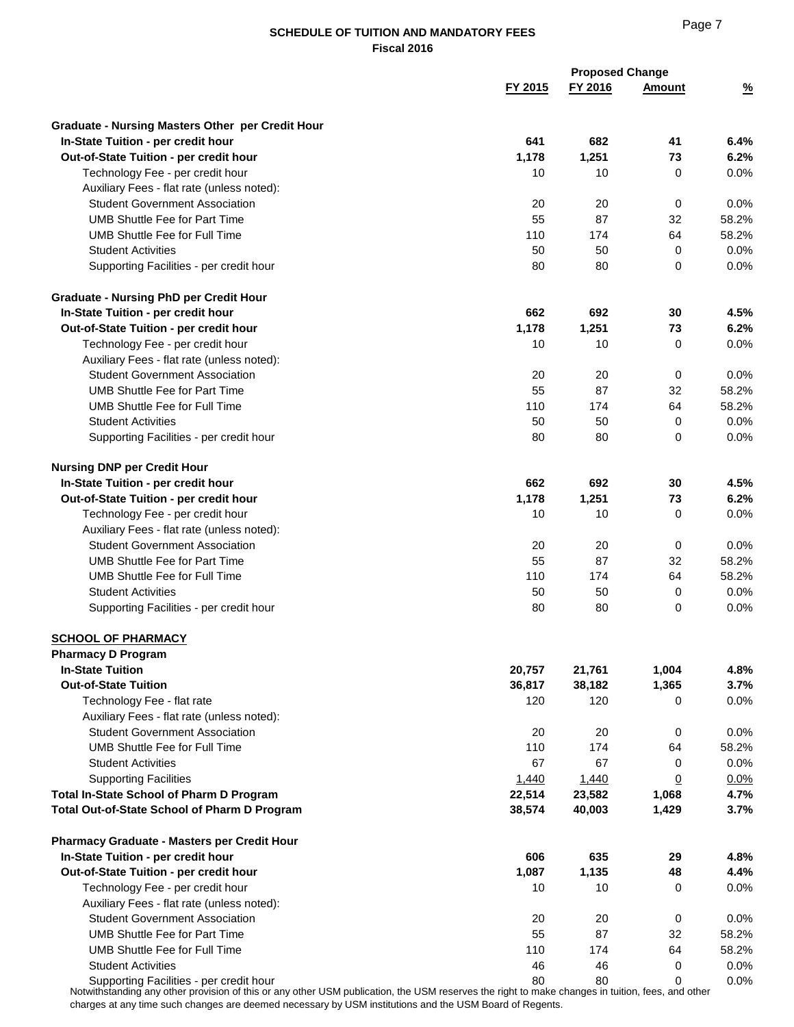## SCHEDULE OF TUITION AND MANDATORY FEES
### Fiscal 2016

| | FY 2015 | FY 2016 | Proposed Change Amount | % |
|---|---|---|---|---|
| **Graduate - Nursing Masters Other per Credit Hour** | | | | |
| **In-State Tuition - per credit hour** | **641** | **682** | **41** | **6.4%** |
| **Out-of-State Tuition - per credit hour** | **1,178** | **1,251** | **73** | **6.2%** |
| Technology Fee - per credit hour | 10 | 10 | 0 | 0.0% |
| Auxiliary Fees - flat rate (unless noted): | | | | |
| Student Government Association | 20 | 20 | 0 | 0.0% |
| UMB Shuttle Fee for Part Time | 55 | 87 | 32 | 58.2% |
| UMB Shuttle Fee for Full Time | 110 | 174 | 64 | 58.2% |
| Student Activities | 50 | 50 | 0 | 0.0% |
| Supporting Facilities - per credit hour | 80 | 80 | 0 | 0.0% |
| **Graduate - Nursing PhD per Credit Hour** | | | | |
| **In-State Tuition - per credit hour** | **662** | **692** | **30** | **4.5%** |
| **Out-of-State Tuition - per credit hour** | **1,178** | **1,251** | **73** | **6.2%** |
| Technology Fee - per credit hour | 10 | 10 | 0 | 0.0% |
| Auxiliary Fees - flat rate (unless noted): | | | | |
| Student Government Association | 20 | 20 | 0 | 0.0% |
| UMB Shuttle Fee for Part Time | 55 | 87 | 32 | 58.2% |
| UMB Shuttle Fee for Full Time | 110 | 174 | 64 | 58.2% |
| Student Activities | 50 | 50 | 0 | 0.0% |
| Supporting Facilities - per credit hour | 80 | 80 | 0 | 0.0% |
| **Nursing DNP per Credit Hour** | | | | |
| **In-State Tuition - per credit hour** | **662** | **692** | **30** | **4.5%** |
| **Out-of-State Tuition - per credit hour** | **1,178** | **1,251** | **73** | **6.2%** |
| Technology Fee - per credit hour | 10 | 10 | 0 | 0.0% |
| Auxiliary Fees - flat rate (unless noted): | | | | |
| Student Government Association | 20 | 20 | 0 | 0.0% |
| UMB Shuttle Fee for Part Time | 55 | 87 | 32 | 58.2% |
| UMB Shuttle Fee for Full Time | 110 | 174 | 64 | 58.2% |
| Student Activities | 50 | 50 | 0 | 0.0% |
| Supporting Facilities - per credit hour | 80 | 80 | 0 | 0.0% |
| **SCHOOL OF PHARMACY** | | | | |
| **Pharmacy D Program** | | | | |
| **In-State Tuition** | **20,757** | **21,761** | **1,004** | **4.8%** |
| **Out-of-State Tuition** | **36,817** | **38,182** | **1,365** | **3.7%** |
| Technology Fee - flat rate | 120 | 120 | 0 | 0.0% |
| Auxiliary Fees - flat rate (unless noted): | | | | |
| Student Government Association | 20 | 20 | 0 | 0.0% |
| UMB Shuttle Fee for Full Time | 110 | 174 | 64 | 58.2% |
| Student Activities | 67 | 67 | 0 | 0.0% |
| Supporting Facilities | 1,440 | 1,440 | 0 | 0.0% |
| **Total In-State School of Pharm D Program** | **22,514** | **23,582** | **1,068** | **4.7%** |
| **Total Out-of-State School of Pharm D Program** | **38,574** | **40,003** | **1,429** | **3.7%** |
| **Pharmacy Graduate - Masters per Credit Hour** | | | | |
| **In-State Tuition - per credit hour** | **606** | **635** | **29** | **4.8%** |
| **Out-of-State Tuition - per credit hour** | **1,087** | **1,135** | **48** | **4.4%** |
| Technology Fee - per credit hour | 10 | 10 | 0 | 0.0% |
| Auxiliary Fees - flat rate (unless noted): | | | | |
| Student Government Association | 20 | 20 | 0 | 0.0% |
| UMB Shuttle Fee for Part Time | 55 | 87 | 32 | 58.2% |
| UMB Shuttle Fee for Full Time | 110 | 174 | 64 | 58.2% |
| Student Activities | 46 | 46 | 0 | 0.0% |
| Supporting Facilities - per credit hour | 80 | 80 | 0 | 0.0% |

Notwithstanding any other provision of this or any other USM publication, the USM reserves the right to make changes in tuition, fees, and other charges at any time such changes are deemed necessary by USM institutions and the USM Board of Regents.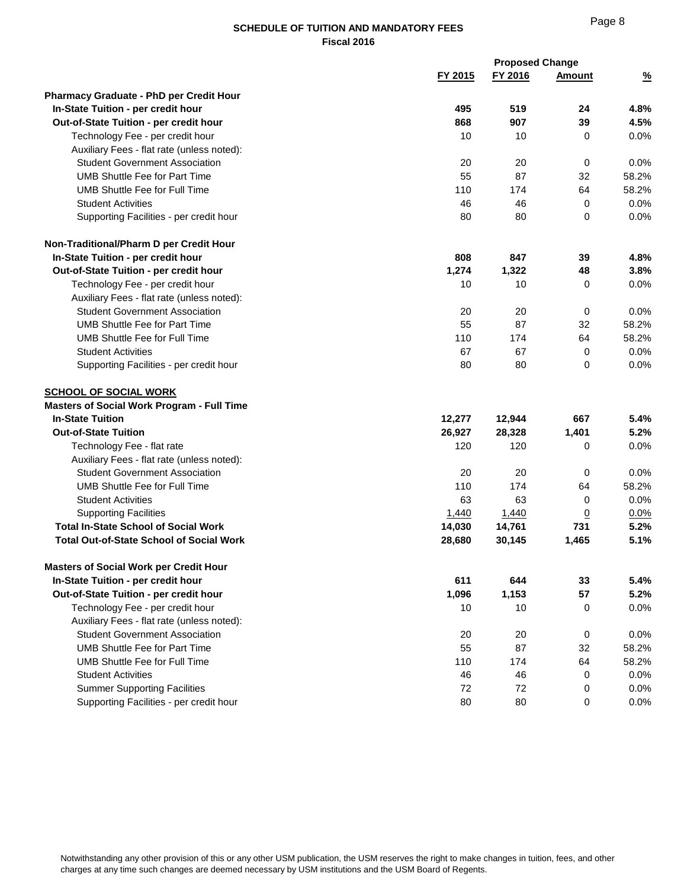## SCHEDULE OF TUITION AND MANDATORY FEES
**Fiscal 2016**

| | FY 2015 | FY 2016 | Proposed Change Amount | % |
|---|---|---|---|---|
| **Pharmacy Graduate - PhD per Credit Hour** | | | | |
| **In-State Tuition - per credit hour** | **495** | **519** | **24** | **4.8%** |
| **Out-of-State Tuition - per credit hour** | **868** | **907** | **39** | **4.5%** |
| Technology Fee - per credit hour | 10 | 10 | 0 | 0.0% |
| Auxiliary Fees - flat rate (unless noted): | | | | |
| Student Government Association | 20 | 20 | 0 | 0.0% |
| UMB Shuttle Fee for Part Time | 55 | 87 | 32 | 58.2% |
| UMB Shuttle Fee for Full Time | 110 | 174 | 64 | 58.2% |
| Student Activities | 46 | 46 | 0 | 0.0% |
| Supporting Facilities - per credit hour | 80 | 80 | 0 | 0.0% |
| **Non-Traditional/Pharm D per Credit Hour** | | | | |
| **In-State Tuition - per credit hour** | **808** | **847** | **39** | **4.8%** |
| **Out-of-State Tuition - per credit hour** | **1,274** | **1,322** | **48** | **3.8%** |
| Technology Fee - per credit hour | 10 | 10 | 0 | 0.0% |
| Auxiliary Fees - flat rate (unless noted): | | | | |
| Student Government Association | 20 | 20 | 0 | 0.0% |
| UMB Shuttle Fee for Part Time | 55 | 87 | 32 | 58.2% |
| UMB Shuttle Fee for Full Time | 110 | 174 | 64 | 58.2% |
| Student Activities | 67 | 67 | 0 | 0.0% |
| Supporting Facilities - per credit hour | 80 | 80 | 0 | 0.0% |
| **SCHOOL OF SOCIAL WORK** | | | | |
| **Masters of Social Work Program - Full Time** | | | | |
| **In-State Tuition** | **12,277** | **12,944** | **667** | **5.4%** |
| **Out-of-State Tuition** | **26,927** | **28,328** | **1,401** | **5.2%** |
| Technology Fee - flat rate | 120 | 120 | 0 | 0.0% |
| Auxiliary Fees - flat rate (unless noted): | | | | |
| Student Government Association | 20 | 20 | 0 | 0.0% |
| UMB Shuttle Fee for Full Time | 110 | 174 | 64 | 58.2% |
| Student Activities | 63 | 63 | 0 | 0.0% |
| Supporting Facilities | 1,440 | 1,440 | 0 | 0.0% |
| **Total In-State School of Social Work** | **14,030** | **14,761** | **731** | **5.2%** |
| **Total Out-of-State School of Social Work** | **28,680** | **30,145** | **1,465** | **5.1%** |
| **Masters of Social Work per Credit Hour** | | | | |
| **In-State Tuition - per credit hour** | **611** | **644** | **33** | **5.4%** |
| **Out-of-State Tuition - per credit hour** | **1,096** | **1,153** | **57** | **5.2%** |
| Technology Fee - per credit hour | 10 | 10 | 0 | 0.0% |
| Auxiliary Fees - flat rate (unless noted): | | | | |
| Student Government Association | 20 | 20 | 0 | 0.0% |
| UMB Shuttle Fee for Part Time | 55 | 87 | 32 | 58.2% |
| UMB Shuttle Fee for Full Time | 110 | 174 | 64 | 58.2% |
| Student Activities | 46 | 46 | 0 | 0.0% |
| Summer Supporting Facilities | 72 | 72 | 0 | 0.0% |
| Supporting Facilities - per credit hour | 80 | 80 | 0 | 0.0% |

Notwithstanding any other provision of this or any other USM publication, the USM reserves the right to make changes in tuition, fees, and other charges at any time such changes are deemed necessary by USM institutions and the USM Board of Regents.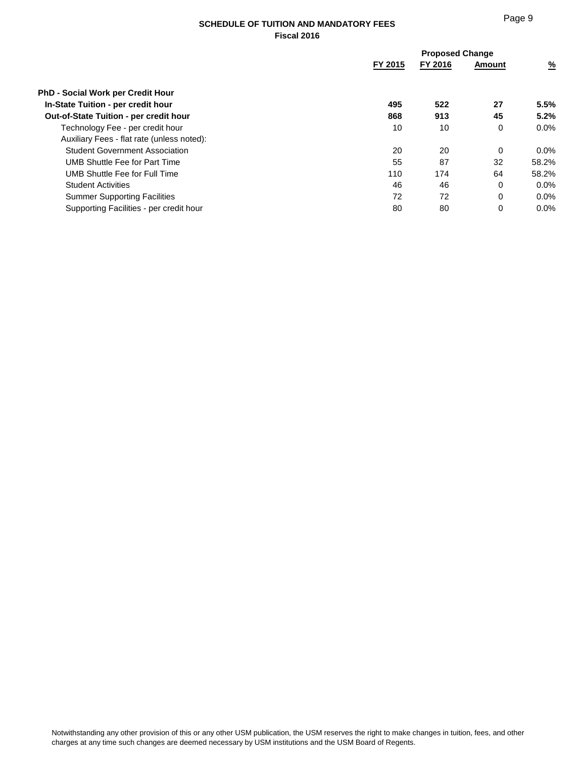## SCHEDULE OF TUITION AND MANDATORY FEES
### Fiscal 2016

| | FY 2015 | FY 2016 | Proposed Change Amount | % |
|---|---|---|---|---|
| **PhD - Social Work per Credit Hour** | | | | |
| **In-State Tuition - per credit hour** | **495** | **522** | **27** | **5.5%** |
| **Out-of-State Tuition - per credit hour** | **868** | **913** | **45** | **5.2%** |
| Technology Fee - per credit hour | 10 | 10 | 0 | 0.0% |
| Auxiliary Fees - flat rate (unless noted): | | | | |
| Student Government Association | 20 | 20 | 0 | 0.0% |
| UMB Shuttle Fee for Part Time | 55 | 87 | 32 | 58.2% |
| UMB Shuttle Fee for Full Time | 110 | 174 | 64 | 58.2% |
| Student Activities | 46 | 46 | 0 | 0.0% |
| Summer Supporting Facilities | 72 | 72 | 0 | 0.0% |
| Supporting Facilities - per credit hour | 80 | 80 | 0 | 0.0% |

Notwithstanding any other provision of this or any other USM publication, the USM reserves the right to make changes in tuition, fees, and other charges at any time such changes are deemed necessary by USM institutions and the USM Board of Regents.